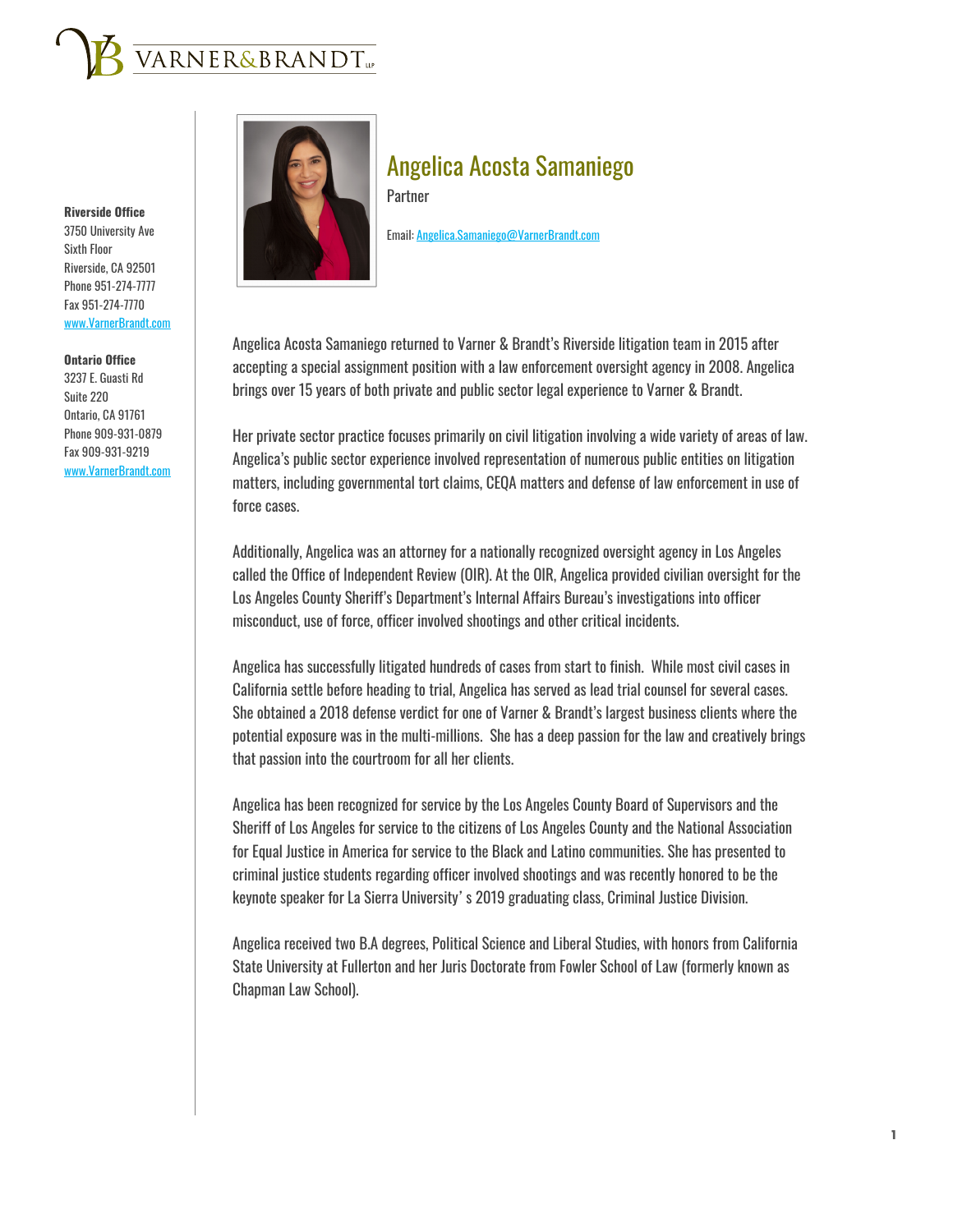VARNER&BRANDT LLP

**Riverside Office**
3750 University Ave
Sixth Floor
Riverside, CA 92501
Phone 951-274-7777
Fax 951-274-7770
www.VarnerBrandt.com

**Ontario Office**
3237 E. Guasti Rd
Suite 220
Ontario, CA 91761
Phone 909-931-0879
Fax 909-931-9219
www.VarnerBrandt.com

# Angelica Acosta Samaniego

Partner

Email: Angelica.Samaniego@VarnerBrandt.com

Angelica Acosta Samaniego returned to Varner & Brandt's Riverside litigation team in 2015 after accepting a special assignment position with a law enforcement oversight agency in 2008. Angelica brings over 15 years of both private and public sector legal experience to Varner & Brandt.

Her private sector practice focuses primarily on civil litigation involving a wide variety of areas of law. Angelica's public sector experience involved representation of numerous public entities on litigation matters, including governmental tort claims, CEQA matters and defense of law enforcement in use of force cases.

Additionally, Angelica was an attorney for a nationally recognized oversight agency in Los Angeles called the Office of Independent Review (OIR). At the OIR, Angelica provided civilian oversight for the Los Angeles County Sheriff's Department's Internal Affairs Bureau's investigations into officer misconduct, use of force, officer involved shootings and other critical incidents.

Angelica has successfully litigated hundreds of cases from start to finish. While most civil cases in California settle before heading to trial, Angelica has served as lead trial counsel for several cases. She obtained a 2018 defense verdict for one of Varner & Brandt's largest business clients where the potential exposure was in the multi-millions. She has a deep passion for the law and creatively brings that passion into the courtroom for all her clients.

Angelica has been recognized for service by the Los Angeles County Board of Supervisors and the Sheriff of Los Angeles for service to the citizens of Los Angeles County and the National Association for Equal Justice in America for service to the Black and Latino communities. She has presented to criminal justice students regarding officer involved shootings and was recently honored to be the keynote speaker for La Sierra University' s 2019 graduating class, Criminal Justice Division.

Angelica received two B.A degrees, Political Science and Liberal Studies, with honors from California State University at Fullerton and her Juris Doctorate from Fowler School of Law (formerly known as Chapman Law School).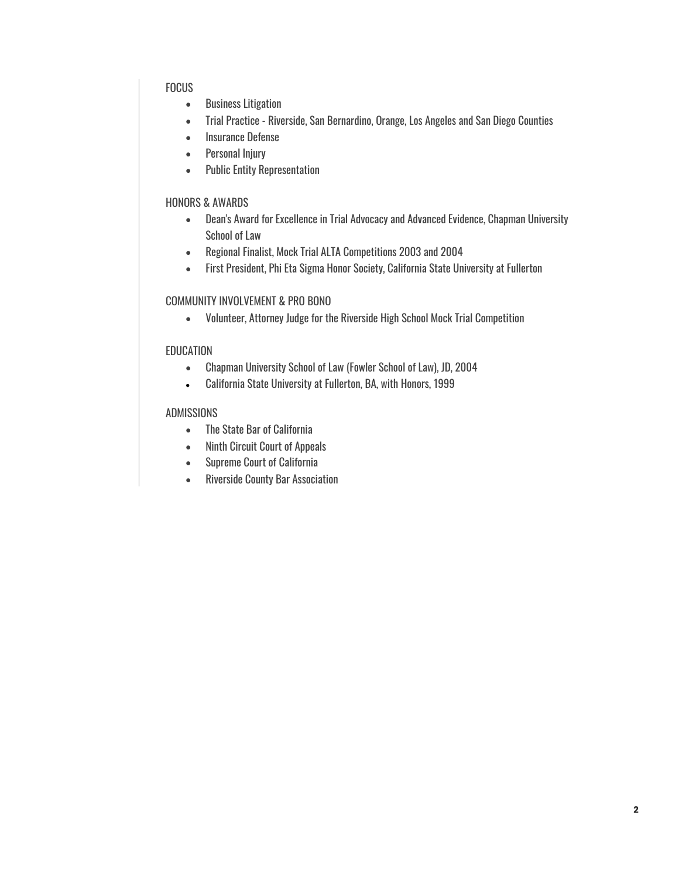## FOCUS

- Business Litigation
- Trial Practice - Riverside, San Bernardino, Orange, Los Angeles and San Diego Counties
- Insurance Defense
- Personal Injury
- Public Entity Representation

## HONORS & AWARDS

- Dean's Award for Excellence in Trial Advocacy and Advanced Evidence, Chapman University School of Law
- Regional Finalist, Mock Trial ALTA Competitions 2003 and 2004
- First President, Phi Eta Sigma Honor Society, California State University at Fullerton

## COMMUNITY INVOLVEMENT & PRO BONO

- Volunteer, Attorney Judge for the Riverside High School Mock Trial Competition

## EDUCATION

- Chapman University School of Law (Fowler School of Law), JD, 2004
- California State University at Fullerton, BA, with Honors, 1999

## ADMISSIONS

- The State Bar of California
- Ninth Circuit Court of Appeals
- Supreme Court of California
- Riverside County Bar Association